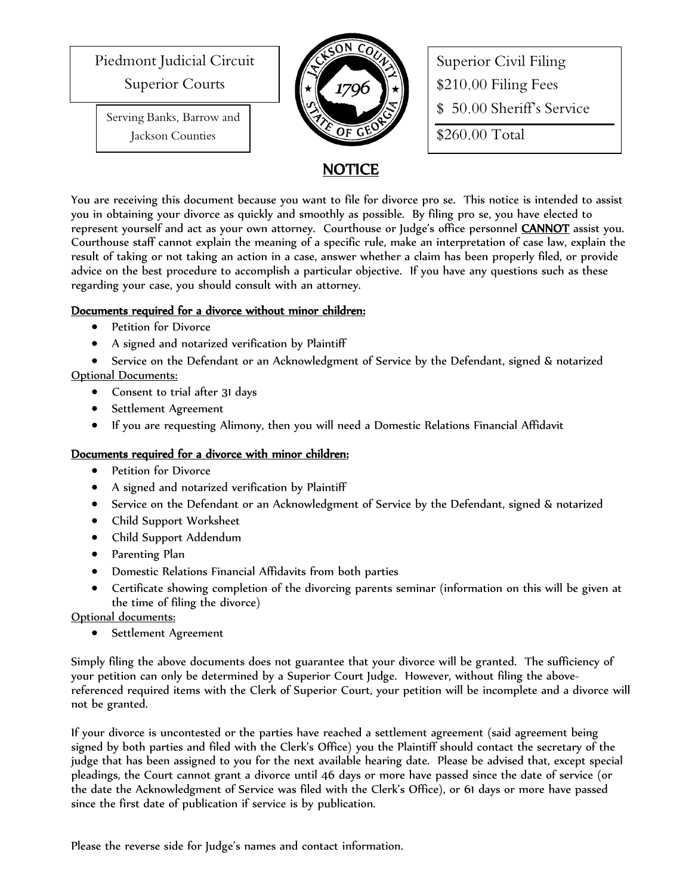Piedmont Judicial Circuit
Superior Courts

Serving Banks, Barrow and Jackson Counties

Superior Civil Filing
$210.00 Filing Fees
$ 50.00 Sheriff's Service
$260.00 Total

# NOTICE

You are receiving this document because you want to file for divorce pro se. This notice is intended to assist you in obtaining your divorce as quickly and smoothly as possible. By filing pro se, you have elected to represent yourself and act as your own attorney. Courthouse or Judge's office personnel **CANNOT** assist you. Courthouse staff cannot explain the meaning of a specific rule, make an interpretation of case law, explain the result of taking or not taking an action in a case, answer whether a claim has been properly filed, or provide advice on the best procedure to accomplish a particular objective. If you have any questions such as these regarding your case, you should consult with an attorney.

**Documents required for a divorce without minor children:**

- Petition for Divorce
- A signed and notarized verification by Plaintiff
- Service on the Defendant or an Acknowledgment of Service by the Defendant, signed & notarized

Optional Documents:

- Consent to trial after 31 days
- Settlement Agreement
- If you are requesting Alimony, then you will need a Domestic Relations Financial Affidavit

**Documents required for a divorce with minor children:**

- Petition for Divorce
- A signed and notarized verification by Plaintiff
- Service on the Defendant or an Acknowledgment of Service by the Defendant, signed & notarized
- Child Support Worksheet
- Child Support Addendum
- Parenting Plan
- Domestic Relations Financial Affidavits from both parties
- Certificate showing completion of the divorcing parents seminar (information on this will be given at the time of filing the divorce)

Optional documents:

- Settlement Agreement

Simply filing the above documents does not guarantee that your divorce will be granted. The sufficiency of your petition can only be determined by a Superior Court Judge. However, without filing the above-referenced required items with the Clerk of Superior Court, your petition will be incomplete and a divorce will not be granted.

If your divorce is uncontested or the parties have reached a settlement agreement (said agreement being signed by both parties and filed with the Clerk's Office) you the Plaintiff should contact the secretary of the judge that has been assigned to you for the next available hearing date. Please be advised that, except special pleadings, the Court cannot grant a divorce until 46 days or more have passed since the date of service (or the date the Acknowledgment of Service was filed with the Clerk's Office), or 61 days or more have passed since the first date of publication if service is by publication.

Please the reverse side for Judge's names and contact information.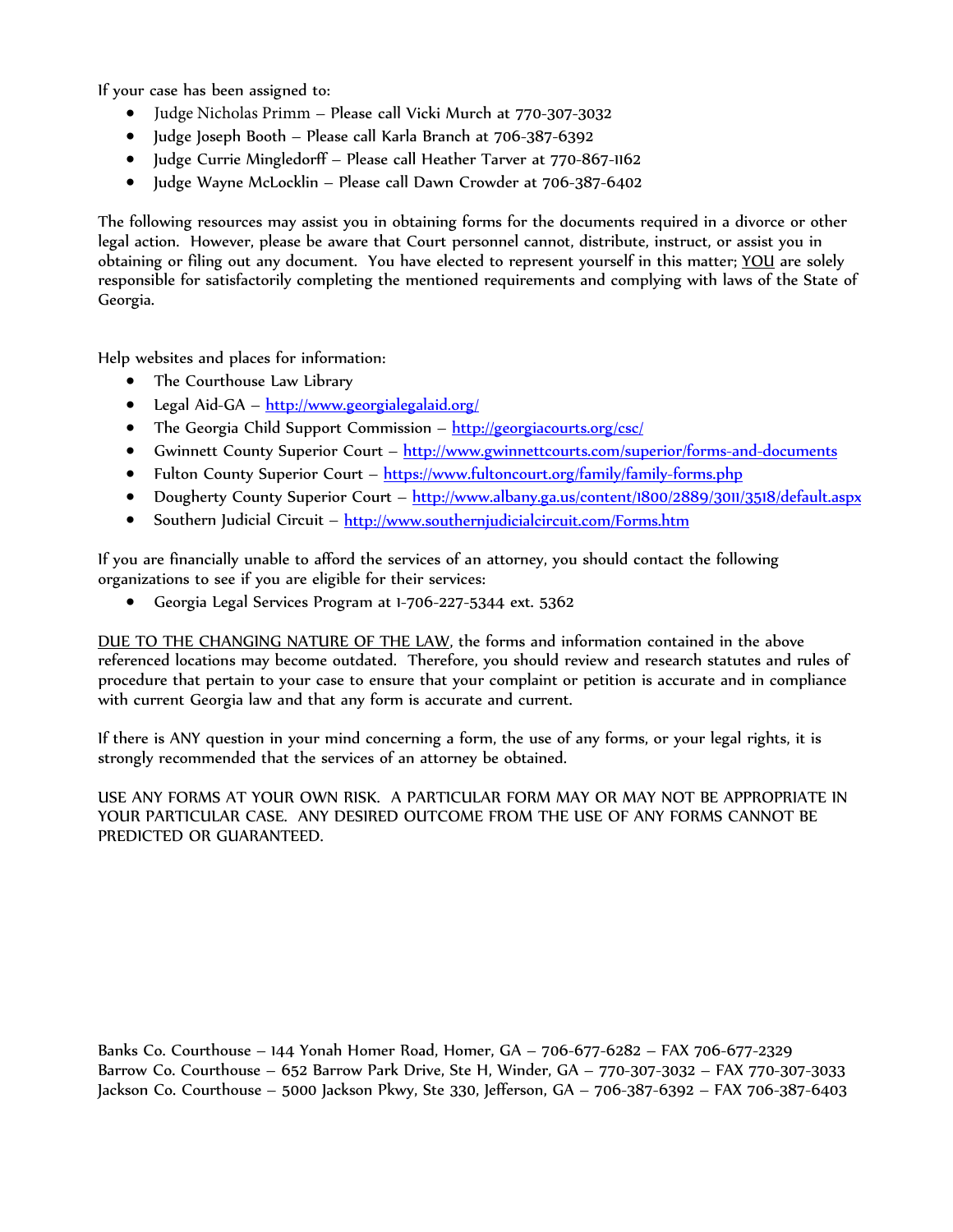If your case has been assigned to:

- Judge Nicholas Primm – Please call Vicki Murch at 770-307-3032
- Judge Joseph Booth – Please call Karla Branch at 706-387-6392
- Judge Currie Mingledorff – Please call Heather Tarver at 770-867-1162
- Judge Wayne McLocklin – Please call Dawn Crowder at 706-387-6402

The following resources may assist you in obtaining forms for the documents required in a divorce or other legal action. However, please be aware that Court personnel cannot, distribute, instruct, or assist you in obtaining or filing out any document. You have elected to represent yourself in this matter; <u>YOU</u> are solely responsible for satisfactorily completing the mentioned requirements and complying with laws of the State of Georgia.

Help websites and places for information:

- The Courthouse Law Library
- Legal Aid-GA – http://www.georgialegalaid.org/
- The Georgia Child Support Commission – http://georgiacourts.org/csc/
- Gwinnett County Superior Court – http://www.gwinnettcourts.com/superior/forms-and-documents
- Fulton County Superior Court – https://www.fultoncourt.org/family/family-forms.php
- Dougherty County Superior Court – http://www.albany.ga.us/content/1800/2889/3011/3518/default.aspx
- Southern Judicial Circuit – http://www.southernjudicialcircuit.com/Forms.htm

If you are financially unable to afford the services of an attorney, you should contact the following organizations to see if you are eligible for their services:

- Georgia Legal Services Program at 1-706-227-5344 ext. 5362

<u>DUE TO THE CHANGING NATURE OF THE LAW</u>, the forms and information contained in the above referenced locations may become outdated. Therefore, you should review and research statutes and rules of procedure that pertain to your case to ensure that your complaint or petition is accurate and in compliance with current Georgia law and that any form is accurate and current.

If there is ANY question in your mind concerning a form, the use of any forms, or your legal rights, it is strongly recommended that the services of an attorney be obtained.

USE ANY FORMS AT YOUR OWN RISK. A PARTICULAR FORM MAY OR MAY NOT BE APPROPRIATE IN YOUR PARTICULAR CASE. ANY DESIRED OUTCOME FROM THE USE OF ANY FORMS CANNOT BE PREDICTED OR GUARANTEED.

Banks Co. Courthouse – 144 Yonah Homer Road, Homer, GA – 706-677-6282 – FAX 706-677-2329
Barrow Co. Courthouse – 652 Barrow Park Drive, Ste H, Winder, GA – 770-307-3032 – FAX 770-307-3033
Jackson Co. Courthouse – 5000 Jackson Pkwy, Ste 330, Jefferson, GA – 706-387-6392 – FAX 706-387-6403